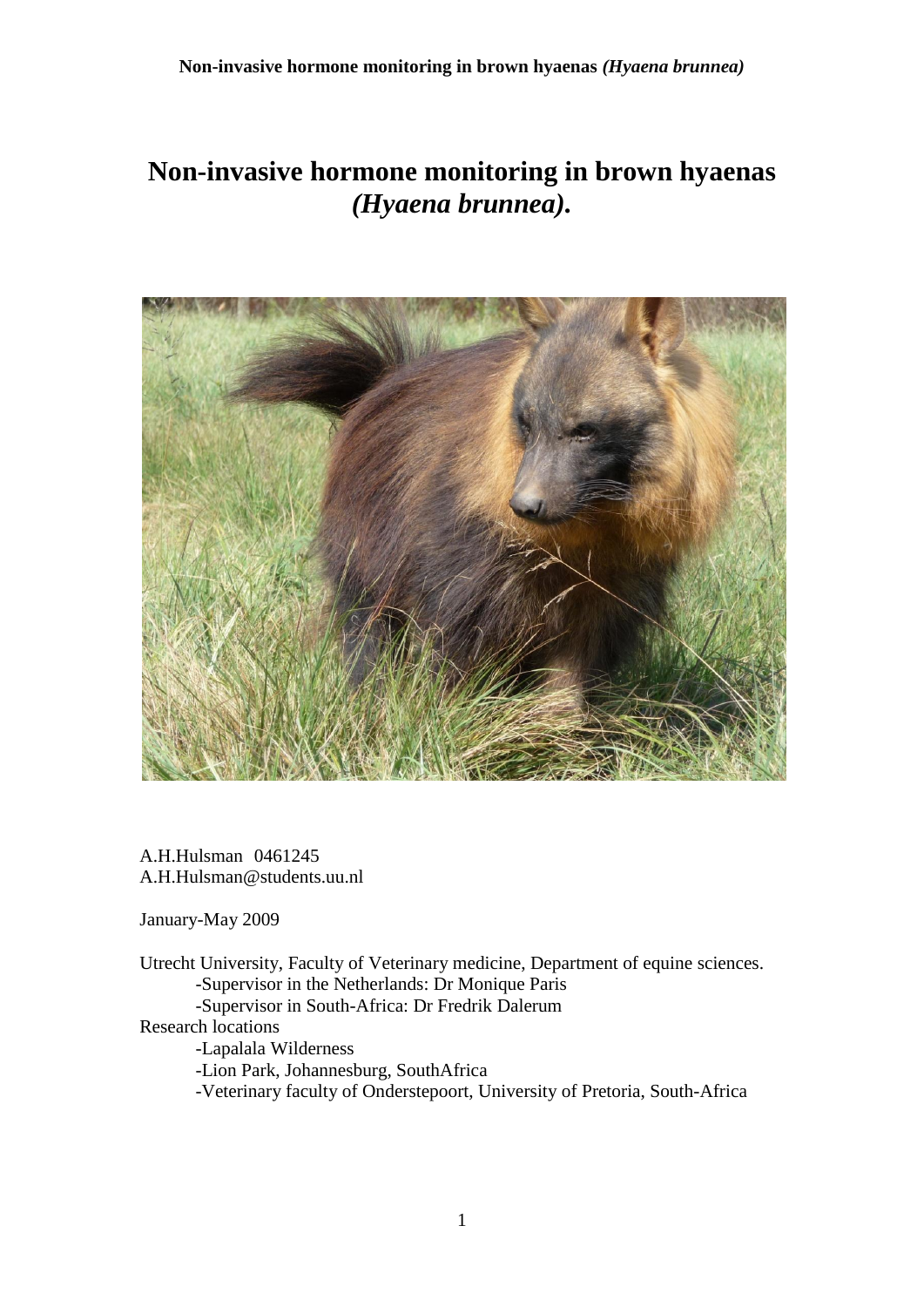# Non-invasive hormone monitoring in brown hyaenas *(Hyaena brunnea)*.

A.H.Hulsman 0461245
A.H.Hulsman@students.uu.nl

January-May 2009

Utrecht University, Faculty of Veterinary medicine, Department of equine sciences.
- Supervisor in the Netherlands: Dr Monique Paris
- Supervisor in South-Africa: Dr Fredrik Dalerum

Research locations
- Lapalala Wilderness
- Lion Park, Johannesburg, SouthAfrica
- Veterinary faculty of Onderstepoort, University of Pretoria, South-Africa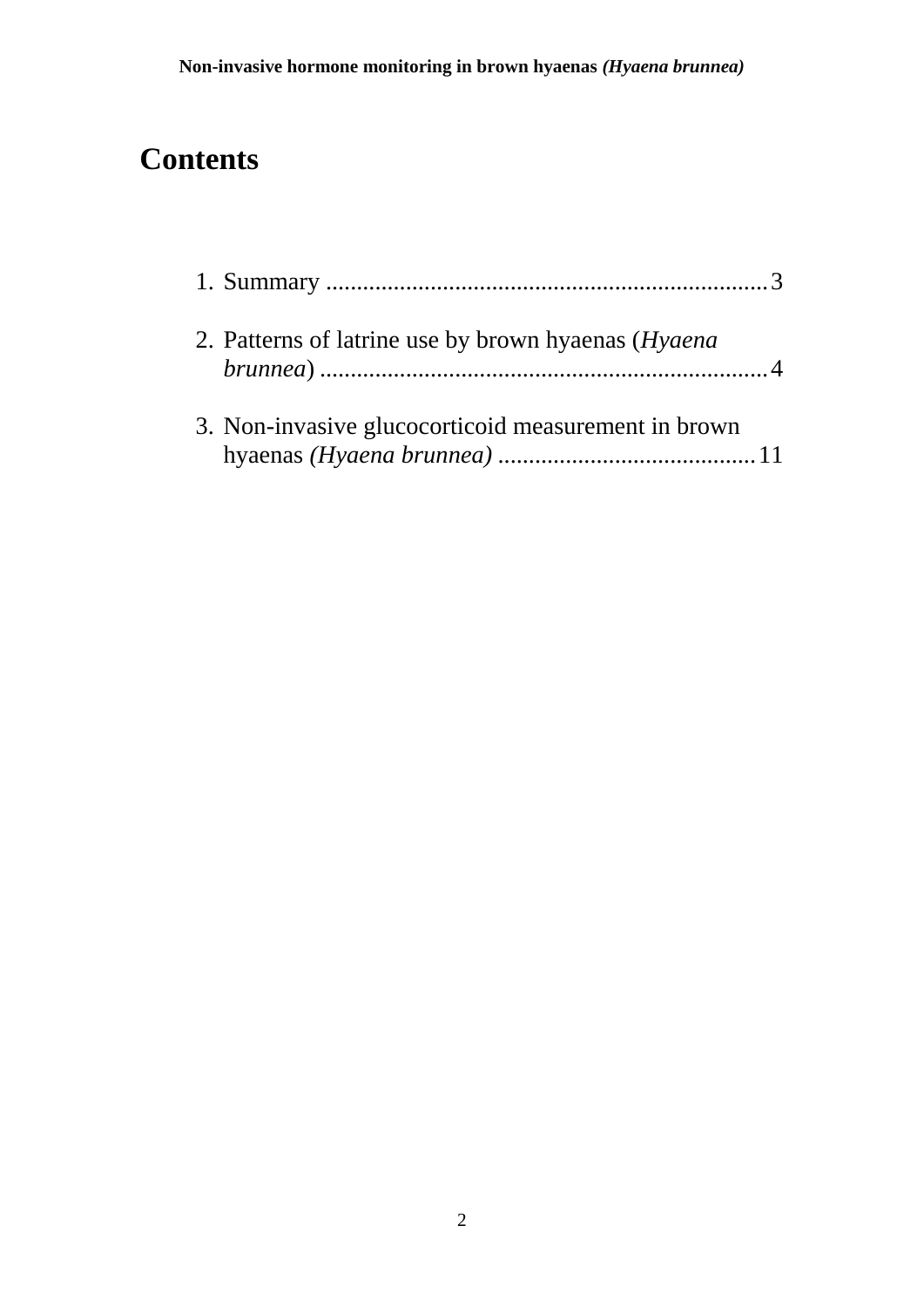# Contents

1. Summary ........................................................................3

2. Patterns of latrine use by brown hyaenas (*Hyaena brunnea*) ........................................................................4

3. Non-invasive glucocorticoid measurement in brown hyaenas *(Hyaena brunnea)* ..........................................11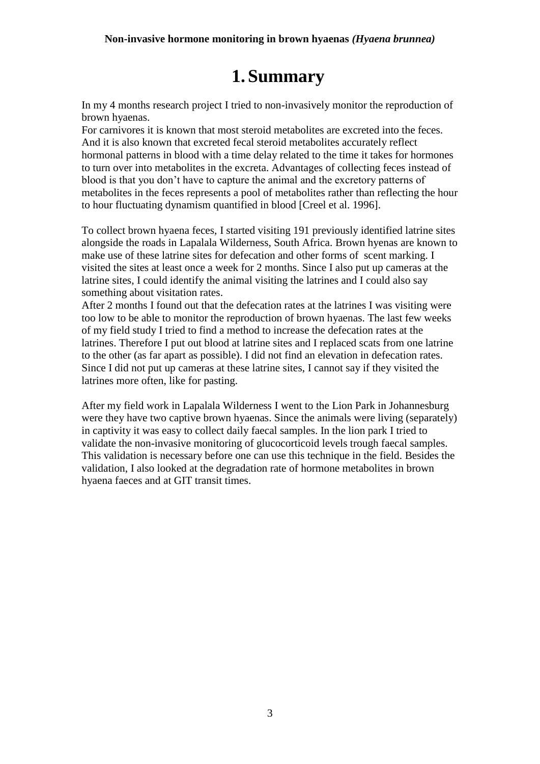# 1. Summary

In my 4 months research project I tried to non-invasively monitor the reproduction of brown hyaenas.
For carnivores it is known that most steroid metabolites are excreted into the feces. And it is also known that excreted fecal steroid metabolites accurately reflect hormonal patterns in blood with a time delay related to the time it takes for hormones to turn over into metabolites in the excreta. Advantages of collecting feces instead of blood is that you don't have to capture the animal and the excretory patterns of metabolites in the feces represents a pool of metabolites rather than reflecting the hour to hour fluctuating dynamism quantified in blood [Creel et al. 1996].

To collect brown hyaena feces, I started visiting 191 previously identified latrine sites alongside the roads in Lapalala Wilderness, South Africa. Brown hyenas are known to make use of these latrine sites for defecation and other forms of scent marking. I visited the sites at least once a week for 2 months. Since I also put up cameras at the latrine sites, I could identify the animal visiting the latrines and I could also say something about visitation rates.
After 2 months I found out that the defecation rates at the latrines I was visiting were too low to be able to monitor the reproduction of brown hyaenas. The last few weeks of my field study I tried to find a method to increase the defecation rates at the latrines. Therefore I put out blood at latrine sites and I replaced scats from one latrine to the other (as far apart as possible). I did not find an elevation in defecation rates. Since I did not put up cameras at these latrine sites, I cannot say if they visited the latrines more often, like for pasting.

After my field work in Lapalala Wilderness I went to the Lion Park in Johannesburg were they have two captive brown hyaenas. Since the animals were living (separately) in captivity it was easy to collect daily faecal samples. In the lion park I tried to validate the non-invasive monitoring of glucocorticoid levels trough faecal samples. This validation is necessary before one can use this technique in the field. Besides the validation, I also looked at the degradation rate of hormone metabolites in brown hyaena faeces and at GIT transit times.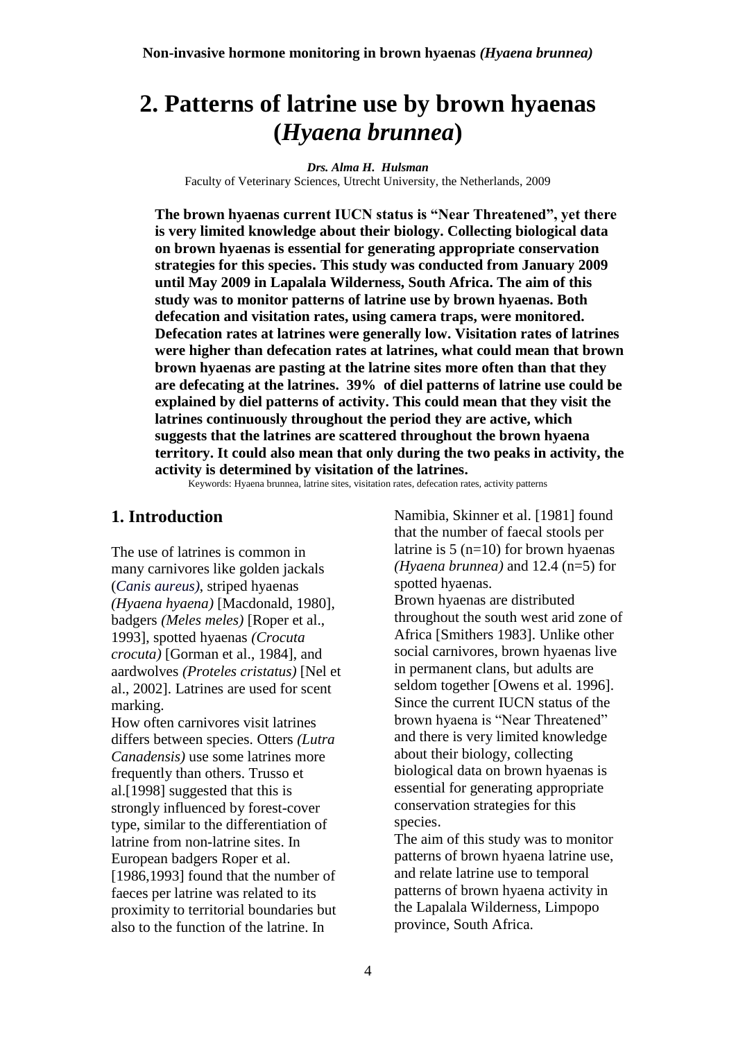# 2. Patterns of latrine use by brown hyaenas (*Hyaena brunnea*)

***Drs. Alma H. Hulsman***
Faculty of Veterinary Sciences, Utrecht University, the Netherlands, 2009

**The brown hyaenas current IUCN status is "Near Threatened", yet there is very limited knowledge about their biology. Collecting biological data on brown hyaenas is essential for generating appropriate conservation strategies for this species. This study was conducted from January 2009 until May 2009 in Lapalala Wilderness, South Africa. The aim of this study was to monitor patterns of latrine use by brown hyaenas. Both defecation and visitation rates, using camera traps, were monitored. Defecation rates at latrines were generally low. Visitation rates of latrines were higher than defecation rates at latrines, what could mean that brown brown hyaenas are pasting at the latrine sites more often than that they are defecating at the latrines. 39% of diel patterns of latrine use could be explained by diel patterns of activity. This could mean that they visit the latrines continuously throughout the period they are active, which suggests that the latrines are scattered throughout the brown hyaena territory. It could also mean that only during the two peaks in activity, the activity is determined by visitation of the latrines.**

Keywords: Hyaena brunnea, latrine sites, visitation rates, defecation rates, activity patterns

## 1. Introduction

The use of latrines is common in many carnivores like golden jackals (*Canis aureus)*, striped hyaenas *(Hyaena hyaena)* [Macdonald, 1980], badgers *(Meles meles)* [Roper et al., 1993], spotted hyaenas *(Crocuta crocuta)* [Gorman et al., 1984], and aardwolves *(Proteles cristatus)* [Nel et al., 2002]. Latrines are used for scent marking.

How often carnivores visit latrines differs between species. Otters *(Lutra Canadensis)* use some latrines more frequently than others. Trusso et al.[1998] suggested that this is strongly influenced by forest-cover type, similar to the differentiation of latrine from non-latrine sites. In European badgers Roper et al. [1986,1993] found that the number of faeces per latrine was related to its proximity to territorial boundaries but also to the function of the latrine. In Namibia, Skinner et al. [1981] found that the number of faecal stools per latrine is 5 (n=10) for brown hyaenas *(Hyaena brunnea)* and 12.4 (n=5) for spotted hyaenas.

Brown hyaenas are distributed throughout the south west arid zone of Africa [Smithers 1983]. Unlike other social carnivores, brown hyaenas live in permanent clans, but adults are seldom together [Owens et al. 1996]. Since the current IUCN status of the brown hyaena is "Near Threatened" and there is very limited knowledge about their biology, collecting biological data on brown hyaenas is essential for generating appropriate conservation strategies for this species.

The aim of this study was to monitor patterns of brown hyaena latrine use, and relate latrine use to temporal patterns of brown hyaena activity in the Lapalala Wilderness, Limpopo province, South Africa.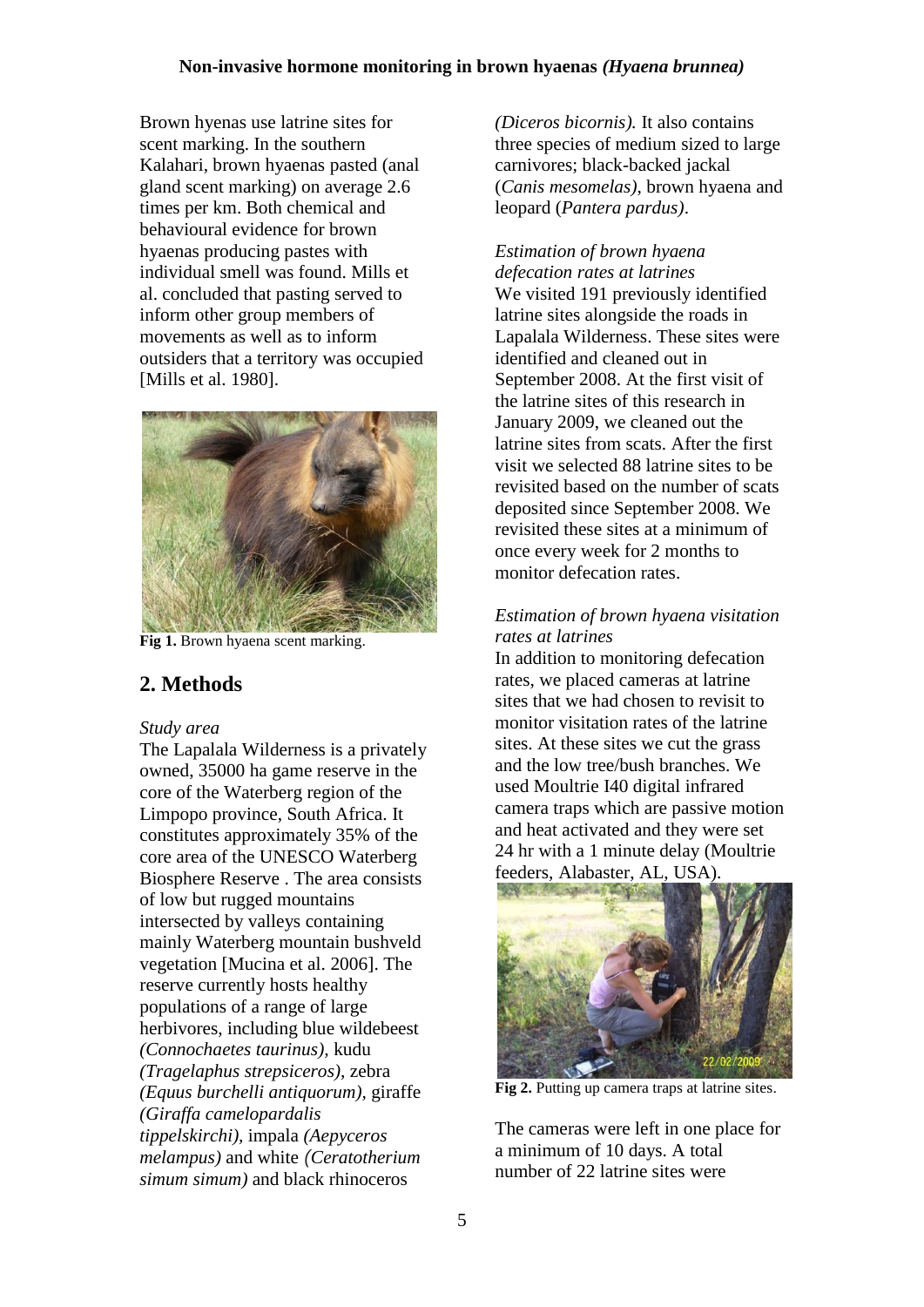Brown hyenas use latrine sites for scent marking. In the southern Kalahari, brown hyaenas pasted (anal gland scent marking) on average 2.6 times per km. Both chemical and behavioural evidence for brown hyaenas producing pastes with individual smell was found. Mills et al. concluded that pasting served to inform other group members of movements as well as to inform outsiders that a territory was occupied [Mills et al. 1980].

**Fig 1.** Brown hyaena scent marking.

## 2. Methods

*Study area*

The Lapalala Wilderness is a privately owned, 35000 ha game reserve in the core of the Waterberg region of the Limpopo province, South Africa. It constitutes approximately 35% of the core area of the UNESCO Waterberg Biosphere Reserve . The area consists of low but rugged mountains intersected by valleys containing mainly Waterberg mountain bushveld vegetation [Mucina et al. 2006]. The reserve currently hosts healthy populations of a range of large herbivores, including blue wildebeest *(Connochaetes taurinus)*, kudu *(Tragelaphus strepsiceros)*, zebra *(Equus burchelli antiquorum)*, giraffe *(Giraffa camelopardalis tippelskirchi)*, impala *(Aepyceros melampus)* and white *(Ceratotherium simum simum)* and black rhinoceros *(Diceros bicornis)*. It also contains three species of medium sized to large carnivores; black-backed jackal (*Canis mesomelas)*, brown hyaena and leopard (*Pantera pardus)*.

*Estimation of brown hyaena defecation rates at latrines*

We visited 191 previously identified latrine sites alongside the roads in Lapalala Wilderness. These sites were identified and cleaned out in September 2008. At the first visit of the latrine sites of this research in January 2009, we cleaned out the latrine sites from scats. After the first visit we selected 88 latrine sites to be revisited based on the number of scats deposited since September 2008. We revisited these sites at a minimum of once every week for 2 months to monitor defecation rates.

*Estimation of brown hyaena visitation rates at latrines*

In addition to monitoring defecation rates, we placed cameras at latrine sites that we had chosen to revisit to monitor visitation rates of the latrine sites. At these sites we cut the grass and the low tree/bush branches. We used Moultrie I40 digital infrared camera traps which are passive motion and heat activated and they were set 24 hr with a 1 minute delay (Moultrie feeders, Alabaster, AL, USA).

**Fig 2.** Putting up camera traps at latrine sites.

The cameras were left in one place for a minimum of 10 days. A total number of 22 latrine sites were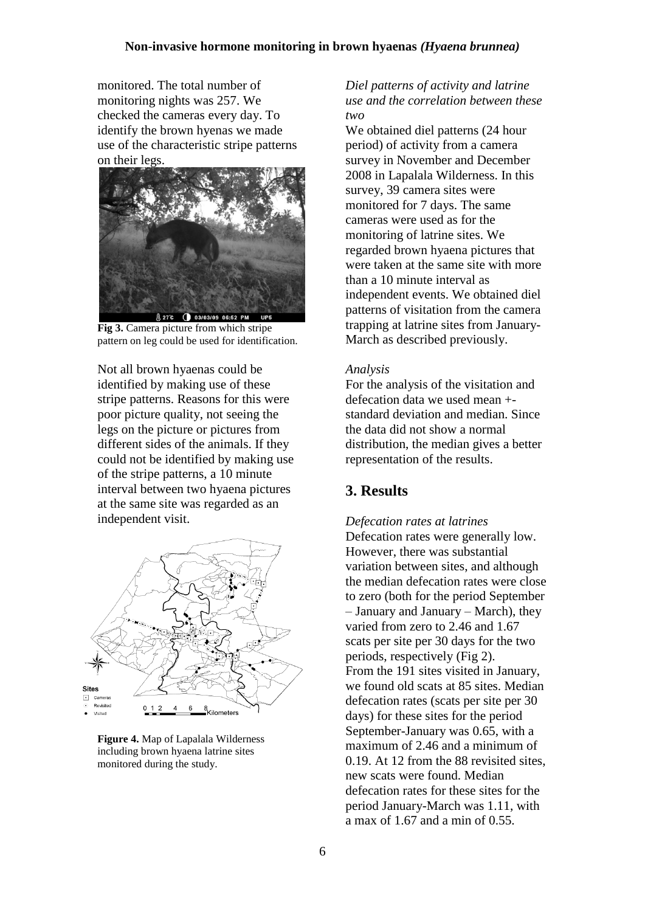monitored. The total number of monitoring nights was 257. We checked the cameras every day. To identify the brown hyenas we made use of the characteristic stripe patterns on their legs.

**Fig 3.** Camera picture from which stripe pattern on leg could be used for identification.

Not all brown hyaenas could be identified by making use of these stripe patterns. Reasons for this were poor picture quality, not seeing the legs on the picture or pictures from different sides of the animals. If they could not be identified by making use of the stripe patterns, a 10 minute interval between two hyaena pictures at the same site was regarded as an independent visit.

**Figure 4.** Map of Lapalala Wilderness including brown hyaena latrine sites monitored during the study.

*Diel patterns of activity and latrine use and the correlation between these two*

We obtained diel patterns (24 hour period) of activity from a camera survey in November and December 2008 in Lapalala Wilderness. In this survey, 39 camera sites were monitored for 7 days. The same cameras were used as for the monitoring of latrine sites. We regarded brown hyaena pictures that were taken at the same site with more than a 10 minute interval as independent events. We obtained diel patterns of visitation from the camera trapping at latrine sites from January-March as described previously.

*Analysis*

For the analysis of the visitation and defecation data we used mean +- standard deviation and median. Since the data did not show a normal distribution, the median gives a better representation of the results.

## 3. Results

*Defecation rates at latrines*

Defecation rates were generally low. However, there was substantial variation between sites, and although the median defecation rates were close to zero (both for the period September – January and January – March), they varied from zero to 2.46 and 1.67 scats per site per 30 days for the two periods, respectively (Fig 2).

From the 191 sites visited in January, we found old scats at 85 sites. Median defecation rates (scats per site per 30 days) for these sites for the period September-January was 0.65, with a maximum of 2.46 and a minimum of 0.19. At 12 from the 88 revisited sites, new scats were found. Median defecation rates for these sites for the period January-March was 1.11, with a max of 1.67 and a min of 0.55.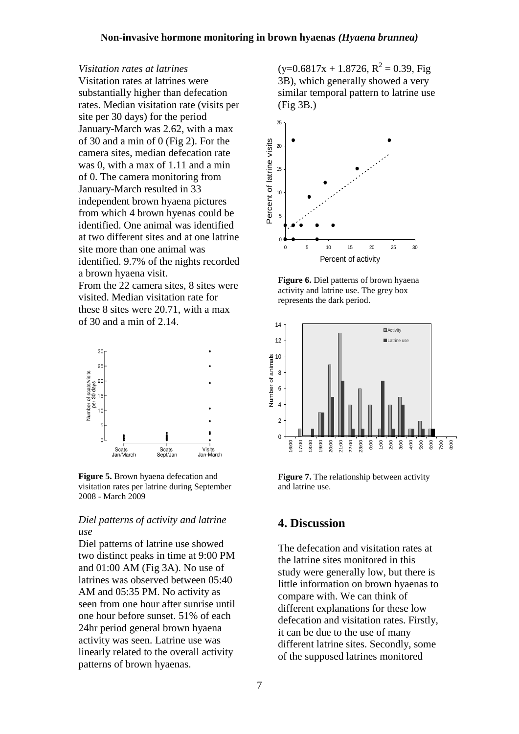### *Visitation rates at latrines*

Visitation rates at latrines were substantially higher than defecation rates. Median visitation rate (visits per site per 30 days) for the period January-March was 2.62, with a max of 30 and a min of 0 (Fig 2). For the camera sites, median defecation rate was 0, with a max of 1.11 and a min of 0. The camera monitoring from January-March resulted in 33 independent brown hyaena pictures from which 4 brown hyenas could be identified. One animal was identified at two different sites and at one latrine site more than one animal was identified. 9.7% of the nights recorded a brown hyaena visit.

From the 22 camera sites, 8 sites were visited. Median visitation rate for these 8 sites were 20.71, with a max of 30 and a min of 2.14.

**Figure 5.** Brown hyaena defecation and visitation rates per latrine during September 2008 - March 2009

### *Diel patterns of activity and latrine use*

Diel patterns of latrine use showed two distinct peaks in time at 9:00 PM and 01:00 AM (Fig 3A). No use of latrines was observed between 05:40 AM and 05:35 PM. No activity as seen from one hour after sunrise until one hour before sunset. 51% of each 24hr period general brown hyaena activity was seen. Latrine use was linearly related to the overall activity patterns of brown hyaenas. ($y=0.6817x + 1.8726$, $R^2 = 0.39$, Fig 3B), which generally showed a very similar temporal pattern to latrine use (Fig 3B.)

**Figure 6.** Diel patterns of brown hyaena activity and latrine use. The grey box represents the dark period.

**Figure 7.** The relationship between activity and latrine use.

## 4. Discussion

The defecation and visitation rates at the latrine sites monitored in this study were generally low, but there is little information on brown hyaenas to compare with. We can think of different explanations for these low defecation and visitation rates. Firstly, it can be due to the use of many different latrine sites. Secondly, some of the supposed latrines monitored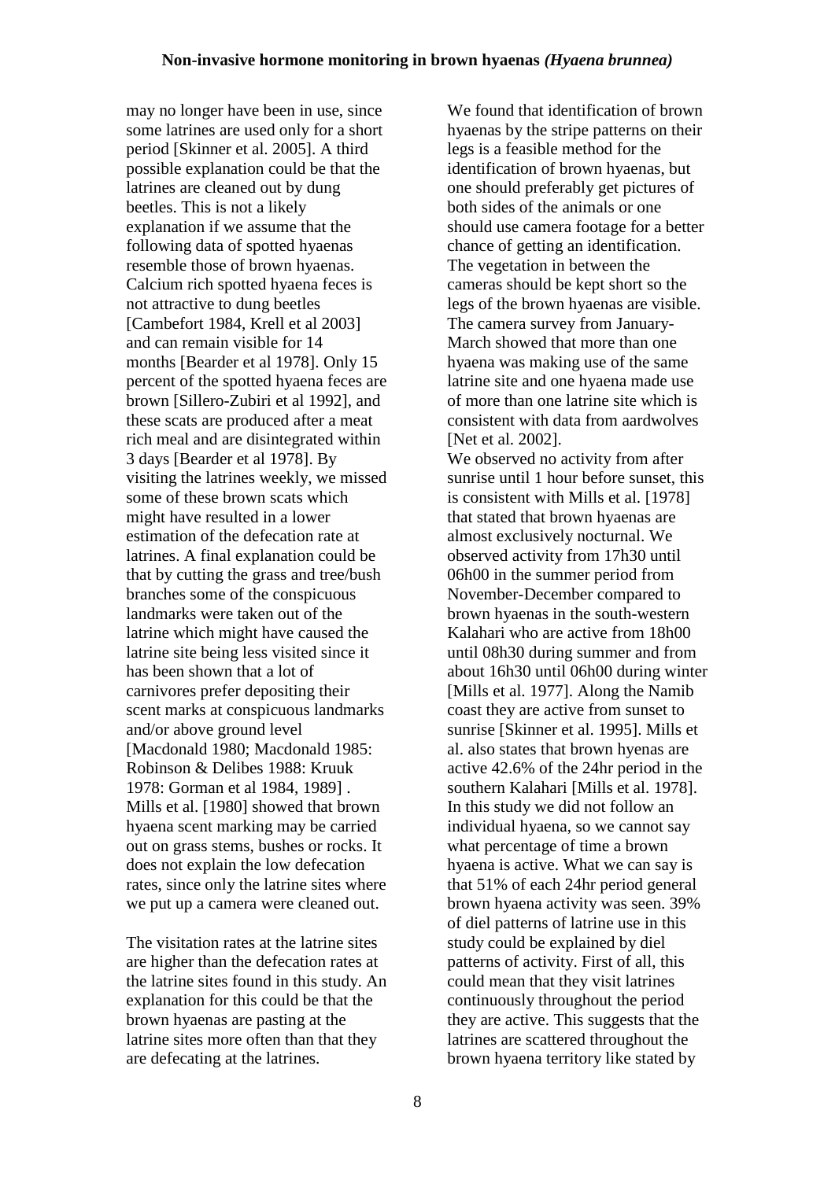may no longer have been in use, since some latrines are used only for a short period [Skinner et al. 2005]. A third possible explanation could be that the latrines are cleaned out by dung beetles. This is not a likely explanation if we assume that the following data of spotted hyaenas resemble those of brown hyaenas. Calcium rich spotted hyaena feces is not attractive to dung beetles [Cambefort 1984, Krell et al 2003] and can remain visible for 14 months [Bearder et al 1978]. Only 15 percent of the spotted hyaena feces are brown [Sillero-Zubiri et al 1992], and these scats are produced after a meat rich meal and are disintegrated within 3 days [Bearder et al 1978]. By visiting the latrines weekly, we missed some of these brown scats which might have resulted in a lower estimation of the defecation rate at latrines. A final explanation could be that by cutting the grass and tree/bush branches some of the conspicuous landmarks were taken out of the latrine which might have caused the latrine site being less visited since it has been shown that a lot of carnivores prefer depositing their scent marks at conspicuous landmarks and/or above ground level [Macdonald 1980; Macdonald 1985: Robinson & Delibes 1988: Kruuk 1978: Gorman et al 1984, 1989] . Mills et al. [1980] showed that brown hyaena scent marking may be carried out on grass stems, bushes or rocks. It does not explain the low defecation rates, since only the latrine sites where we put up a camera were cleaned out.

The visitation rates at the latrine sites are higher than the defecation rates at the latrine sites found in this study. An explanation for this could be that the brown hyaenas are pasting at the latrine sites more often than that they are defecating at the latrines.

We found that identification of brown hyaenas by the stripe patterns on their legs is a feasible method for the identification of brown hyaenas, but one should preferably get pictures of both sides of the animals or one should use camera footage for a better chance of getting an identification. The vegetation in between the cameras should be kept short so the legs of the brown hyaenas are visible. The camera survey from January-March showed that more than one hyaena was making use of the same latrine site and one hyaena made use of more than one latrine site which is consistent with data from aardwolves [Net et al. 2002].

We observed no activity from after sunrise until 1 hour before sunset, this is consistent with Mills et al. [1978] that stated that brown hyaenas are almost exclusively nocturnal. We observed activity from 17h30 until 06h00 in the summer period from November-December compared to brown hyaenas in the south-western Kalahari who are active from 18h00 until 08h30 during summer and from about 16h30 until 06h00 during winter [Mills et al. 1977]. Along the Namib coast they are active from sunset to sunrise [Skinner et al. 1995]. Mills et al. also states that brown hyenas are active 42.6% of the 24hr period in the southern Kalahari [Mills et al. 1978]. In this study we did not follow an individual hyaena, so we cannot say what percentage of time a brown hyaena is active. What we can say is that 51% of each 24hr period general brown hyaena activity was seen. 39% of diel patterns of latrine use in this study could be explained by diel patterns of activity. First of all, this could mean that they visit latrines continuously throughout the period they are active. This suggests that the latrines are scattered throughout the brown hyaena territory like stated by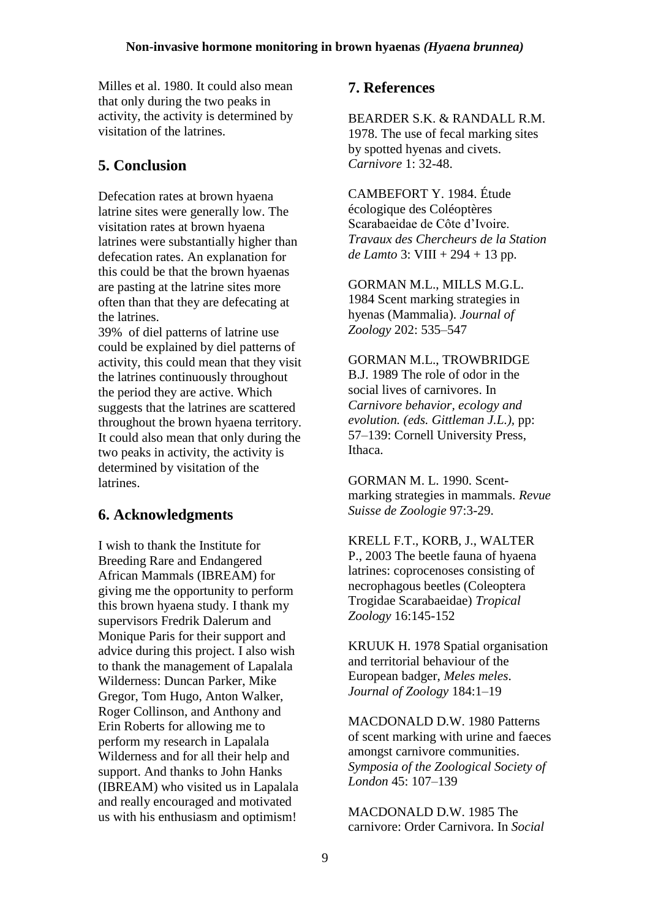Milles et al. 1980. It could also mean that only during the two peaks in activity, the activity is determined by visitation of the latrines.

## 5. Conclusion

Defecation rates at brown hyaena latrine sites were generally low. The visitation rates at brown hyaena latrines were substantially higher than defecation rates. An explanation for this could be that the brown hyaenas are pasting at the latrine sites more often than that they are defecating at the latrines.

39% of diel patterns of latrine use could be explained by diel patterns of activity, this could mean that they visit the latrines continuously throughout the period they are active. Which suggests that the latrines are scattered throughout the brown hyaena territory. It could also mean that only during the two peaks in activity, the activity is determined by visitation of the latrines.

## 6. Acknowledgments

I wish to thank the Institute for Breeding Rare and Endangered African Mammals (IBREAM) for giving me the opportunity to perform this brown hyaena study. I thank my supervisors Fredrik Dalerum and Monique Paris for their support and advice during this project. I also wish to thank the management of Lapalala Wilderness: Duncan Parker, Mike Gregor, Tom Hugo, Anton Walker, Roger Collinson, and Anthony and Erin Roberts for allowing me to perform my research in Lapalala Wilderness and for all their help and support. And thanks to John Hanks (IBREAM) who visited us in Lapalala and really encouraged and motivated us with his enthusiasm and optimism!

## 7. References

BEARDER S.K. & RANDALL R.M. 1978. The use of fecal marking sites by spotted hyenas and civets. *Carnivore* 1: 32-48.

CAMBEFORT Y. 1984. Étude écologique des Coléoptères Scarabaeidae de Côte d'Ivoire. *Travaux des Chercheurs de la Station de Lamto* 3: VIII + 294 + 13 pp.

GORMAN M.L., MILLS M.G.L. 1984 Scent marking strategies in hyenas (Mammalia). *Journal of Zoology* 202: 535–547

GORMAN M.L., TROWBRIDGE B.J. 1989 The role of odor in the social lives of carnivores. In *Carnivore behavior, ecology and evolution. (eds. Gittleman J.L.),* pp: 57–139: Cornell University Press, Ithaca.

GORMAN M. L. 1990. Scent-marking strategies in mammals. *Revue Suisse de Zoologie* 97:3-29.

KRELL F.T., KORB, J., WALTER P., 2003 The beetle fauna of hyaena latrines: coprocenoses consisting of necrophagous beetles (Coleoptera Trogidae Scarabaeidae) *Tropical Zoology* 16:145-152

KRUUK H. 1978 Spatial organisation and territorial behaviour of the European badger, *Meles meles*. *Journal of Zoology* 184:1–19

MACDONALD D.W. 1980 Patterns of scent marking with urine and faeces amongst carnivore communities. *Symposia of the Zoological Society of London* 45: 107–139

MACDONALD D.W. 1985 The carnivore: Order Carnivora. In *Social*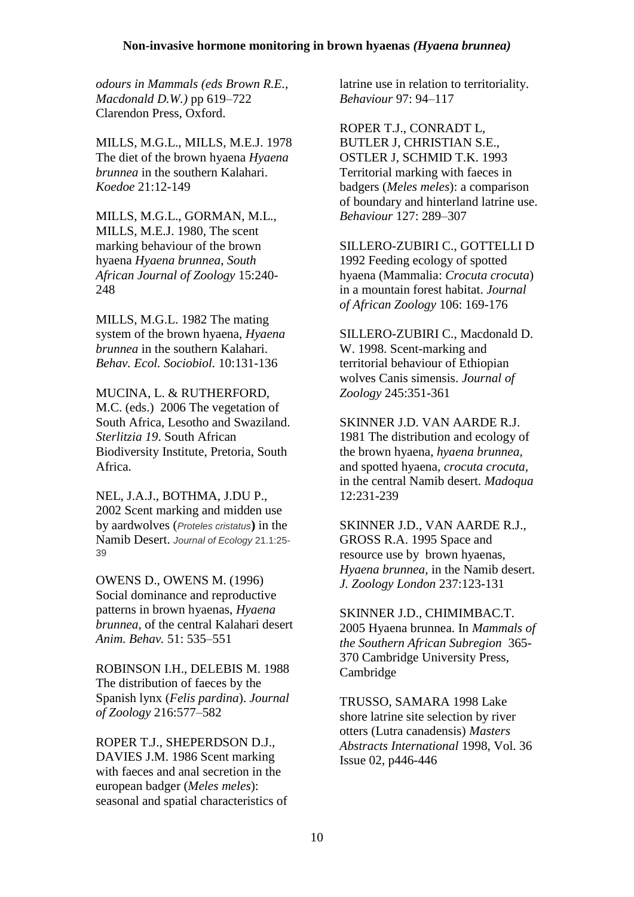*odours in Mammals (eds Brown R.E., Macdonald D.W.)* pp 619–722 Clarendon Press, Oxford.

MILLS, M.G.L., MILLS, M.E.J. 1978 The diet of the brown hyaena *Hyaena brunnea* in the southern Kalahari. *Koedoe* 21:12-149

MILLS, M.G.L., GORMAN, M.L., MILLS, M.E.J. 1980, The scent marking behaviour of the brown hyaena *Hyaena brunnea, South African Journal of Zoology* 15:240-248

MILLS, M.G.L. 1982 The mating system of the brown hyaena, *Hyaena brunnea* in the southern Kalahari. *Behav. Ecol. Sociobiol.* 10:131-136

MUCINA, L. & RUTHERFORD, M.C. (eds.) 2006 The vegetation of South Africa, Lesotho and Swaziland. *Sterlitzia 19*. South African Biodiversity Institute, Pretoria, South Africa.

NEL, J.A.J., BOTHMA, J.DU P., 2002 Scent marking and midden use by aardwolves (*Proteles cristatus*) in the Namib Desert. *Journal of Ecology* 21.1:25-39

OWENS D., OWENS M. (1996) Social dominance and reproductive patterns in brown hyaenas, *Hyaena brunnea*, of the central Kalahari desert *Anim. Behav.* 51: 535–551

ROBINSON I.H., DELEBIS M. 1988 The distribution of faeces by the Spanish lynx (*Felis pardina*). *Journal of Zoology* 216:577–582

ROPER T.J., SHEPERDSON D.J., DAVIES J.M. 1986 Scent marking with faeces and anal secretion in the european badger (*Meles meles*): seasonal and spatial characteristics of latrine use in relation to territoriality. *Behaviour* 97: 94–117

ROPER T.J., CONRADT L, BUTLER J, CHRISTIAN S.E., OSTLER J, SCHMID T.K. 1993 Territorial marking with faeces in badgers (*Meles meles*): a comparison of boundary and hinterland latrine use. *Behaviour* 127: 289–307

SILLERO-ZUBIRI C., GOTTELLI D 1992 Feeding ecology of spotted hyaena (Mammalia: *Crocuta crocuta*) in a mountain forest habitat. *Journal of African Zoology* 106: 169-176

SILLERO-ZUBIRI C., Macdonald D. W. 1998. Scent-marking and territorial behaviour of Ethiopian wolves Canis simensis. *Journal of Zoology* 245:351-361

SKINNER J.D. VAN AARDE R.J. 1981 The distribution and ecology of the brown hyaena, *hyaena brunnea*, and spotted hyaena, *crocuta crocuta*, in the central Namib desert. *Madoqua* 12:231-239

SKINNER J.D., VAN AARDE R.J., GROSS R.A. 1995 Space and resource use by brown hyaenas, *Hyaena brunnea*, in the Namib desert. *J. Zoology London* 237:123-131

SKINNER J.D., CHIMIMBAC.T. 2005 Hyaena brunnea. In *Mammals of the Southern African Subregion* 365-370 Cambridge University Press, Cambridge

TRUSSO, SAMARA 1998 Lake shore latrine site selection by river otters (Lutra canadensis) *Masters Abstracts International* 1998, Vol. 36 Issue 02, p446-446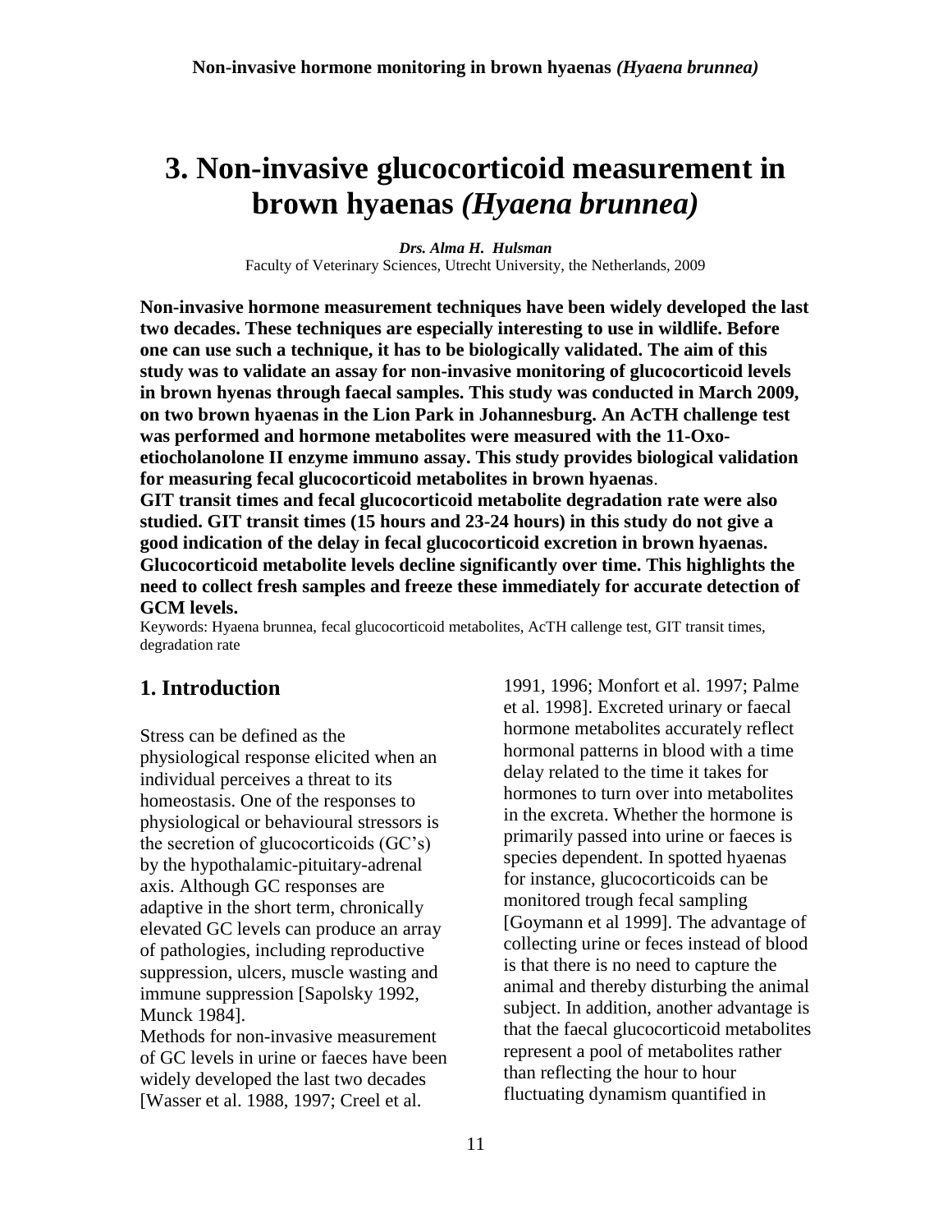# 3. Non-invasive glucocorticoid measurement in brown hyaenas *(Hyaena brunnea)*

***Drs. Alma H. Hulsman***
Faculty of Veterinary Sciences, Utrecht University, the Netherlands, 2009

**Non-invasive hormone measurement techniques have been widely developed the last two decades. These techniques are especially interesting to use in wildlife. Before one can use such a technique, it has to be biologically validated. The aim of this study was to validate an assay for non-invasive monitoring of glucocorticoid levels in brown hyenas through faecal samples. This study was conducted in March 2009, on two brown hyaenas in the Lion Park in Johannesburg. An AcTH challenge test was performed and hormone metabolites were measured with the 11-Oxo-etiocholanolone II enzyme immuno assay. This study provides biological validation for measuring fecal glucocorticoid metabolites in brown hyaenas.**
**GIT transit times and fecal glucocorticoid metabolite degradation rate were also studied. GIT transit times (15 hours and 23-24 hours) in this study do not give a good indication of the delay in fecal glucocorticoid excretion in brown hyaenas. Glucocorticoid metabolite levels decline significantly over time. This highlights the need to collect fresh samples and freeze these immediately for accurate detection of GCM levels.**

Keywords: Hyaena brunnea, fecal glucocorticoid metabolites, AcTH callenge test, GIT transit times, degradation rate

## 1. Introduction

Stress can be defined as the physiological response elicited when an individual perceives a threat to its homeostasis. One of the responses to physiological or behavioural stressors is the secretion of glucocorticoids (GC's) by the hypothalamic-pituitary-adrenal axis. Although GC responses are adaptive in the short term, chronically elevated GC levels can produce an array of pathologies, including reproductive suppression, ulcers, muscle wasting and immune suppression [Sapolsky 1992, Munck 1984].

Methods for non-invasive measurement of GC levels in urine or faeces have been widely developed the last two decades [Wasser et al. 1988, 1997; Creel et al. 1991, 1996; Monfort et al. 1997; Palme et al. 1998]. Excreted urinary or faecal hormone metabolites accurately reflect hormonal patterns in blood with a time delay related to the time it takes for hormones to turn over into metabolites in the excreta. Whether the hormone is primarily passed into urine or faeces is species dependent. In spotted hyaenas for instance, glucocorticoids can be monitored trough fecal sampling [Goymann et al 1999]. The advantage of collecting urine or feces instead of blood is that there is no need to capture the animal and thereby disturbing the animal subject. In addition, another advantage is that the faecal glucocorticoid metabolites represent a pool of metabolites rather than reflecting the hour to hour fluctuating dynamism quantified in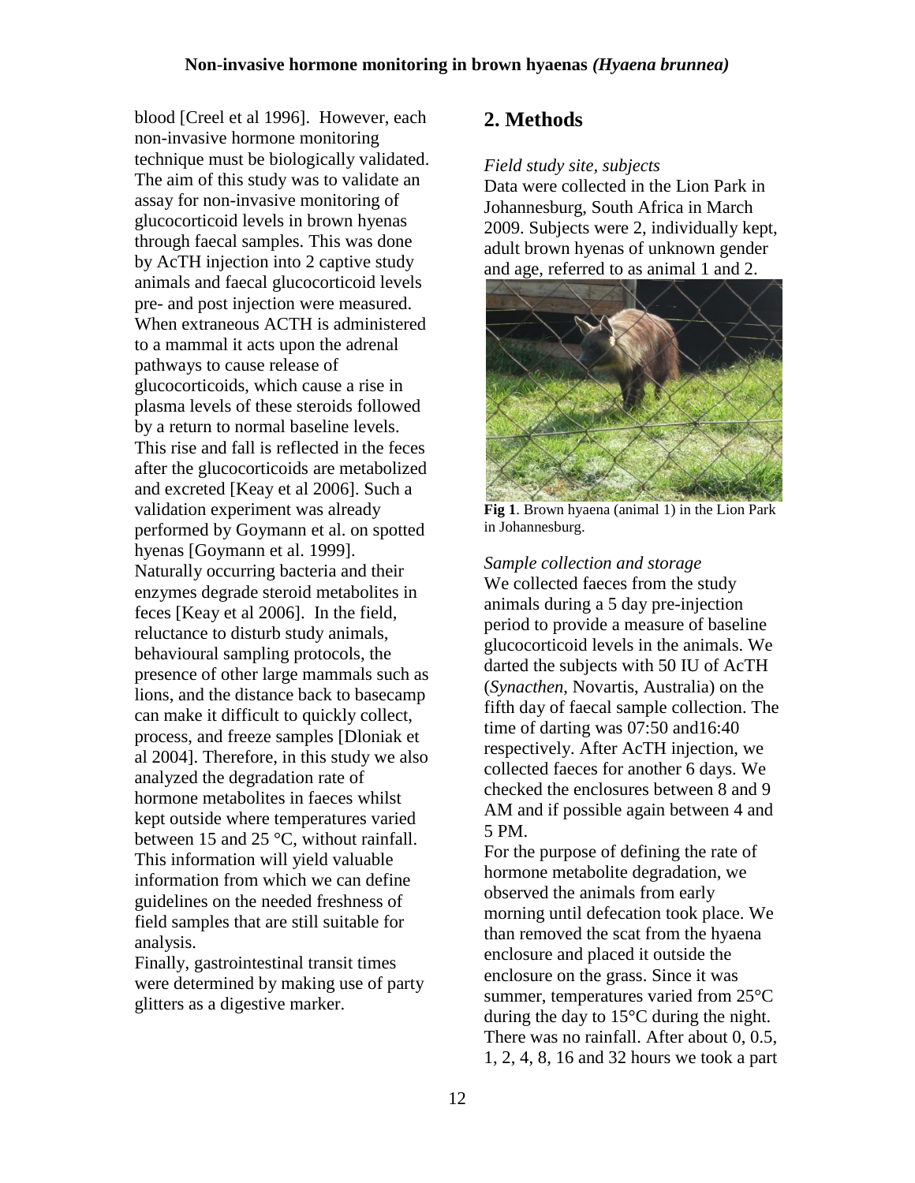blood [Creel et al 1996]. However, each non-invasive hormone monitoring technique must be biologically validated. The aim of this study was to validate an assay for non-invasive monitoring of glucocorticoid levels in brown hyenas through faecal samples. This was done by AcTH injection into 2 captive study animals and faecal glucocorticoid levels pre- and post injection were measured. When extraneous ACTH is administered to a mammal it acts upon the adrenal pathways to cause release of glucocorticoids, which cause a rise in plasma levels of these steroids followed by a return to normal baseline levels. This rise and fall is reflected in the feces after the glucocorticoids are metabolized and excreted [Keay et al 2006]. Such a validation experiment was already performed by Goymann et al. on spotted hyenas [Goymann et al. 1999]. Naturally occurring bacteria and their enzymes degrade steroid metabolites in feces [Keay et al 2006]. In the field, reluctance to disturb study animals, behavioural sampling protocols, the presence of other large mammals such as lions, and the distance back to basecamp can make it difficult to quickly collect, process, and freeze samples [Dloniak et al 2004]. Therefore, in this study we also analyzed the degradation rate of hormone metabolites in faeces whilst kept outside where temperatures varied between 15 and 25 °C, without rainfall. This information will yield valuable information from which we can define guidelines on the needed freshness of field samples that are still suitable for analysis.

Finally, gastrointestinal transit times were determined by making use of party glitters as a digestive marker.

## 2. Methods

*Field study site, subjects*

Data were collected in the Lion Park in Johannesburg, South Africa in March 2009. Subjects were 2, individually kept, adult brown hyenas of unknown gender and age, referred to as animal 1 and 2.

**Fig 1**. Brown hyaena (animal 1) in the Lion Park in Johannesburg.

*Sample collection and storage*

We collected faeces from the study animals during a 5 day pre-injection period to provide a measure of baseline glucocorticoid levels in the animals. We darted the subjects with 50 IU of AcTH (*Synacthen*, Novartis, Australia) on the fifth day of faecal sample collection. The time of darting was 07:50 and16:40 respectively. After AcTH injection, we collected faeces for another 6 days. We checked the enclosures between 8 and 9 AM and if possible again between 4 and 5 PM.

For the purpose of defining the rate of hormone metabolite degradation, we observed the animals from early morning until defecation took place. We than removed the scat from the hyaena enclosure and placed it outside the enclosure on the grass. Since it was summer, temperatures varied from 25°C during the day to 15°C during the night. There was no rainfall. After about 0, 0.5, 1, 2, 4, 8, 16 and 32 hours we took a part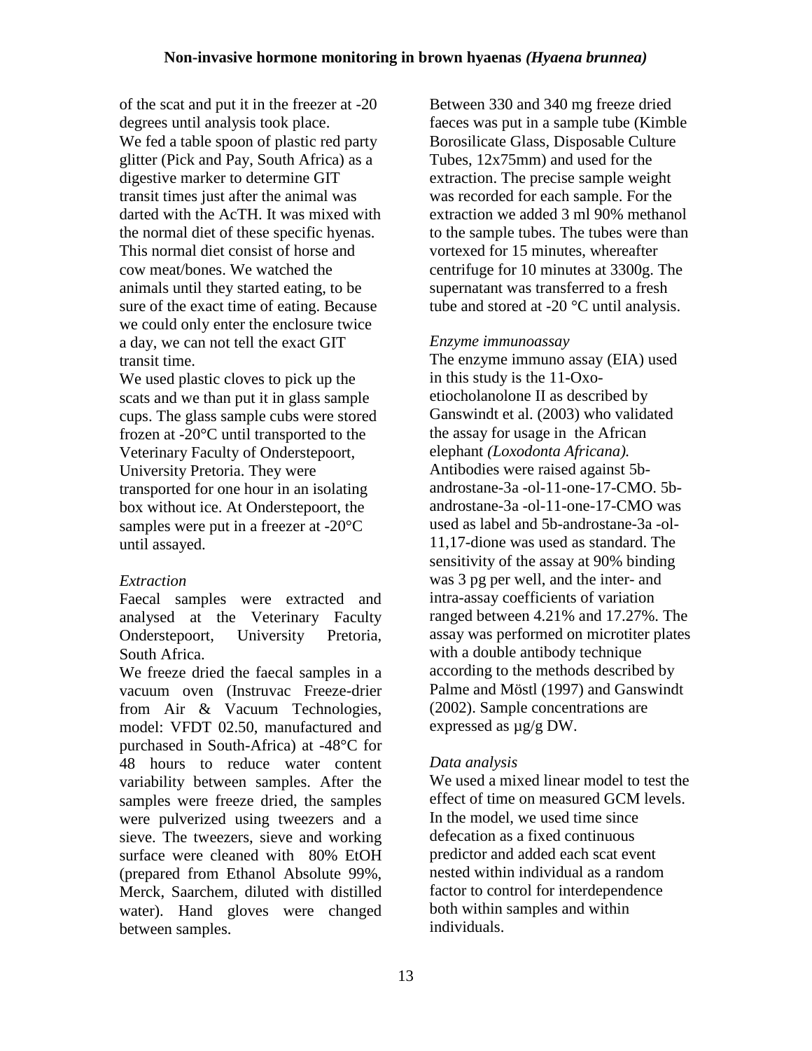of the scat and put it in the freezer at -20 degrees until analysis took place.
We fed a table spoon of plastic red party glitter (Pick and Pay, South Africa) as a digestive marker to determine GIT transit times just after the animal was darted with the AcTH. It was mixed with the normal diet of these specific hyenas. This normal diet consist of horse and cow meat/bones. We watched the animals until they started eating, to be sure of the exact time of eating. Because we could only enter the enclosure twice a day, we can not tell the exact GIT transit time.
We used plastic cloves to pick up the scats and we than put it in glass sample cups. The glass sample cubs were stored frozen at -20°C until transported to the Veterinary Faculty of Onderstepoort, University Pretoria. They were transported for one hour in an isolating box without ice. At Onderstepoort, the samples were put in a freezer at -20°C until assayed.

*Extraction*

Faecal samples were extracted and analysed at the Veterinary Faculty Onderstepoort, University Pretoria, South Africa.
We freeze dried the faecal samples in a vacuum oven (Instruvac Freeze-drier from Air & Vacuum Technologies, model: VFDT 02.50, manufactured and purchased in South-Africa) at -48°C for 48 hours to reduce water content variability between samples. After the samples were freeze dried, the samples were pulverized using tweezers and a sieve. The tweezers, sieve and working surface were cleaned with 80% EtOH (prepared from Ethanol Absolute 99%, Merck, Saarchem, diluted with distilled water). Hand gloves were changed between samples.
Between 330 and 340 mg freeze dried faeces was put in a sample tube (Kimble Borosilicate Glass, Disposable Culture Tubes, 12x75mm) and used for the extraction. The precise sample weight was recorded for each sample. For the extraction we added 3 ml 90% methanol to the sample tubes. The tubes were than vortexed for 15 minutes, whereafter centrifuge for 10 minutes at 3300g. The supernatant was transferred to a fresh tube and stored at -20 °C until analysis.

*Enzyme immunoassay*

The enzyme immuno assay (EIA) used in this study is the 11-Oxo-etiocholanolone II as described by Ganswindt et al. (2003) who validated the assay for usage in the African elephant *(Loxodonta Africana).* Antibodies were raised against 5b-androstane-3a -ol-11-one-17-CMO. 5b-androstane-3a -ol-11-one-17-CMO was used as label and 5b-androstane-3a -ol-11,17-dione was used as standard. The sensitivity of the assay at 90% binding was 3 pg per well, and the inter- and intra-assay coefficients of variation ranged between 4.21% and 17.27%. The assay was performed on microtiter plates with a double antibody technique according to the methods described by Palme and Möstl (1997) and Ganswindt (2002). Sample concentrations are expressed as µg/g DW.

*Data analysis*

We used a mixed linear model to test the effect of time on measured GCM levels. In the model, we used time since defecation as a fixed continuous predictor and added each scat event nested within individual as a random factor to control for interdependence both within samples and within individuals.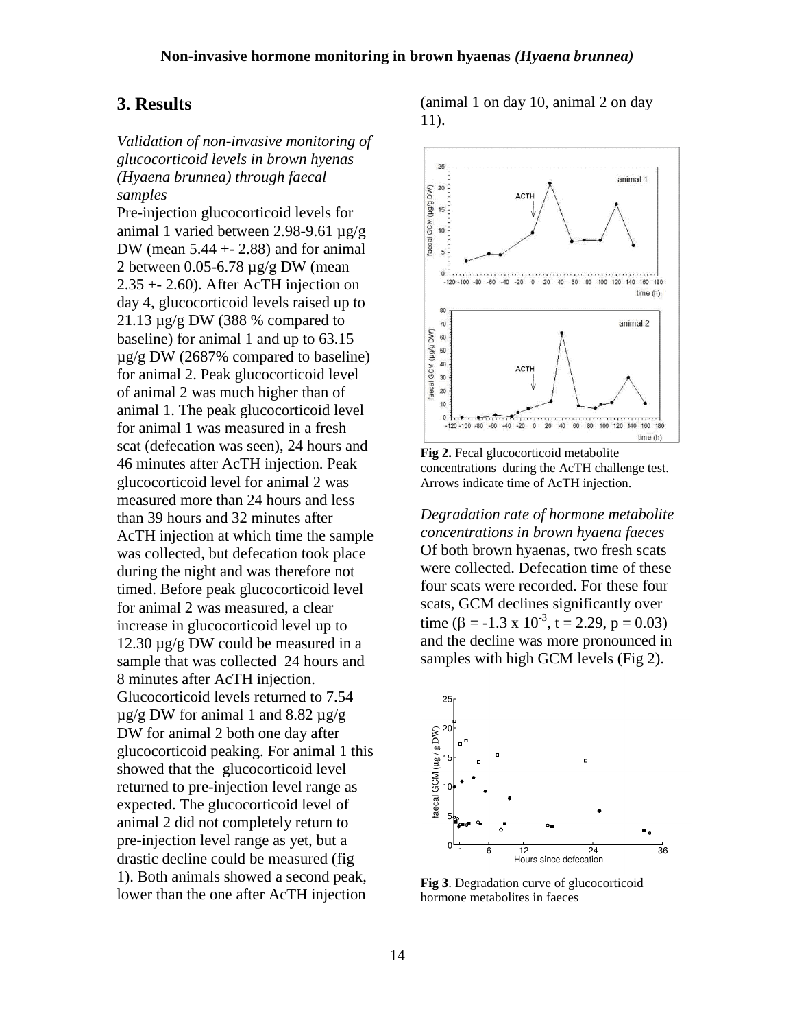## 3. Results

*Validation of non-invasive monitoring of glucocorticoid levels in brown hyenas (Hyaena brunnea) through faecal samples*

Pre-injection glucocorticoid levels for animal 1 varied between 2.98-9.61 µg/g DW (mean 5.44 +- 2.88) and for animal 2 between 0.05-6.78 µg/g DW (mean 2.35 +- 2.60). After AcTH injection on day 4, glucocorticoid levels raised up to 21.13 µg/g DW (388 % compared to baseline) for animal 1 and up to 63.15 µg/g DW (2687% compared to baseline) for animal 2. Peak glucocorticoid level of animal 2 was much higher than of animal 1. The peak glucocorticoid level for animal 1 was measured in a fresh scat (defecation was seen), 24 hours and 46 minutes after AcTH injection. Peak glucocorticoid level for animal 2 was measured more than 24 hours and less than 39 hours and 32 minutes after AcTH injection at which time the sample was collected, but defecation took place during the night and was therefore not timed. Before peak glucocorticoid level for animal 2 was measured, a clear increase in glucocorticoid level up to 12.30 µg/g DW could be measured in a sample that was collected 24 hours and 8 minutes after AcTH injection. Glucocorticoid levels returned to 7.54 µg/g DW for animal 1 and 8.82 µg/g DW for animal 2 both one day after glucocorticoid peaking. For animal 1 this showed that the glucocorticoid level returned to pre-injection level range as expected. The glucocorticoid level of animal 2 did not completely return to pre-injection level range as yet, but a drastic decline could be measured (fig 1). Both animals showed a second peak, lower than the one after AcTH injection (animal 1 on day 10, animal 2 on day 11).

**Fig 2.** Fecal glucocorticoid metabolite concentrations during the AcTH challenge test. Arrows indicate time of AcTH injection.

*Degradation rate of hormone metabolite concentrations in brown hyaena faeces*

Of both brown hyaenas, two fresh scats were collected. Defecation time of these four scats were recorded. For these four scats, GCM declines significantly over time ($\beta = -1.3 \times 10^{-3}$, $t = 2.29$, $p = 0.03$) and the decline was more pronounced in samples with high GCM levels (Fig 2).

**Fig 3**. Degradation curve of glucocorticoid hormone metabolites in faeces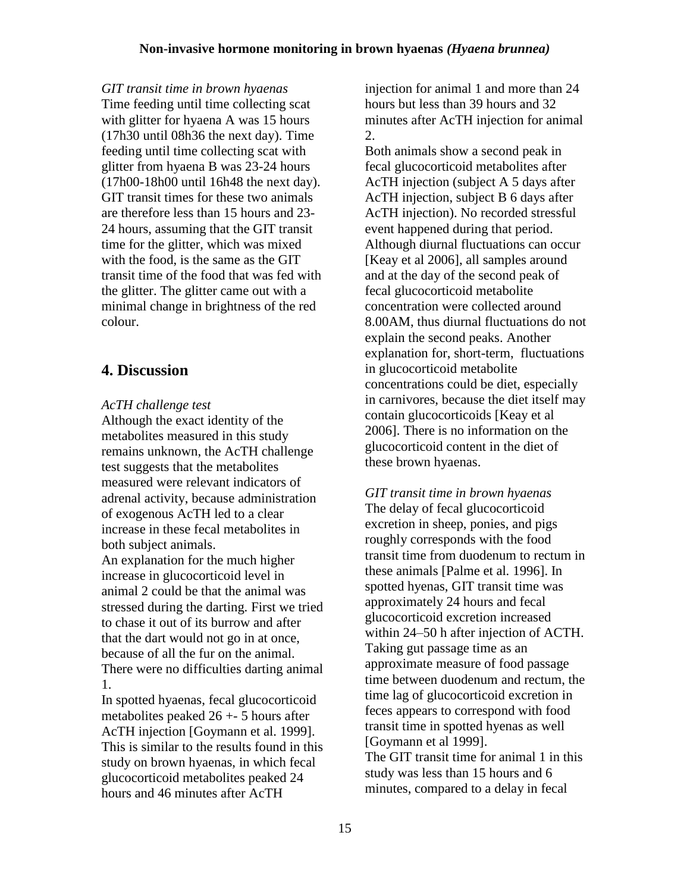*GIT transit time in brown hyaenas*
Time feeding until time collecting scat with glitter for hyaena A was 15 hours (17h30 until 08h36 the next day). Time feeding until time collecting scat with glitter from hyaena B was 23-24 hours (17h00-18h00 until 16h48 the next day). GIT transit times for these two animals are therefore less than 15 hours and 23-24 hours, assuming that the GIT transit time for the glitter, which was mixed with the food, is the same as the GIT transit time of the food that was fed with the glitter. The glitter came out with a minimal change in brightness of the red colour.

## 4. Discussion

*AcTH challenge test*
Although the exact identity of the metabolites measured in this study remains unknown, the AcTH challenge test suggests that the metabolites measured were relevant indicators of adrenal activity, because administration of exogenous AcTH led to a clear increase in these fecal metabolites in both subject animals.
An explanation for the much higher increase in glucocorticoid level in animal 2 could be that the animal was stressed during the darting. First we tried to chase it out of its burrow and after that the dart would not go in at once, because of all the fur on the animal. There were no difficulties darting animal 1.
In spotted hyaenas, fecal glucocorticoid metabolites peaked 26 +- 5 hours after AcTH injection [Goymann et al. 1999]. This is similar to the results found in this study on brown hyaenas, in which fecal glucocorticoid metabolites peaked 24 hours and 46 minutes after AcTH injection for animal 1 and more than 24 hours but less than 39 hours and 32 minutes after AcTH injection for animal 2.
Both animals show a second peak in fecal glucocorticoid metabolites after AcTH injection (subject A 5 days after AcTH injection, subject B 6 days after AcTH injection). No recorded stressful event happened during that period. Although diurnal fluctuations can occur [Keay et al 2006], all samples around and at the day of the second peak of fecal glucocorticoid metabolite concentration were collected around 8.00AM, thus diurnal fluctuations do not explain the second peaks. Another explanation for, short-term, fluctuations in glucocorticoid metabolite concentrations could be diet, especially in carnivores, because the diet itself may contain glucocorticoids [Keay et al 2006]. There is no information on the glucocorticoid content in the diet of these brown hyaenas.

*GIT transit time in brown hyaenas*
The delay of fecal glucocorticoid excretion in sheep, ponies, and pigs roughly corresponds with the food transit time from duodenum to rectum in these animals [Palme et al. 1996]. In spotted hyenas, GIT transit time was approximately 24 hours and fecal glucocorticoid excretion increased within 24–50 h after injection of ACTH. Taking gut passage time as an approximate measure of food passage time between duodenum and rectum, the time lag of glucocorticoid excretion in feces appears to correspond with food transit time in spotted hyenas as well [Goymann et al 1999].
The GIT transit time for animal 1 in this study was less than 15 hours and 6 minutes, compared to a delay in fecal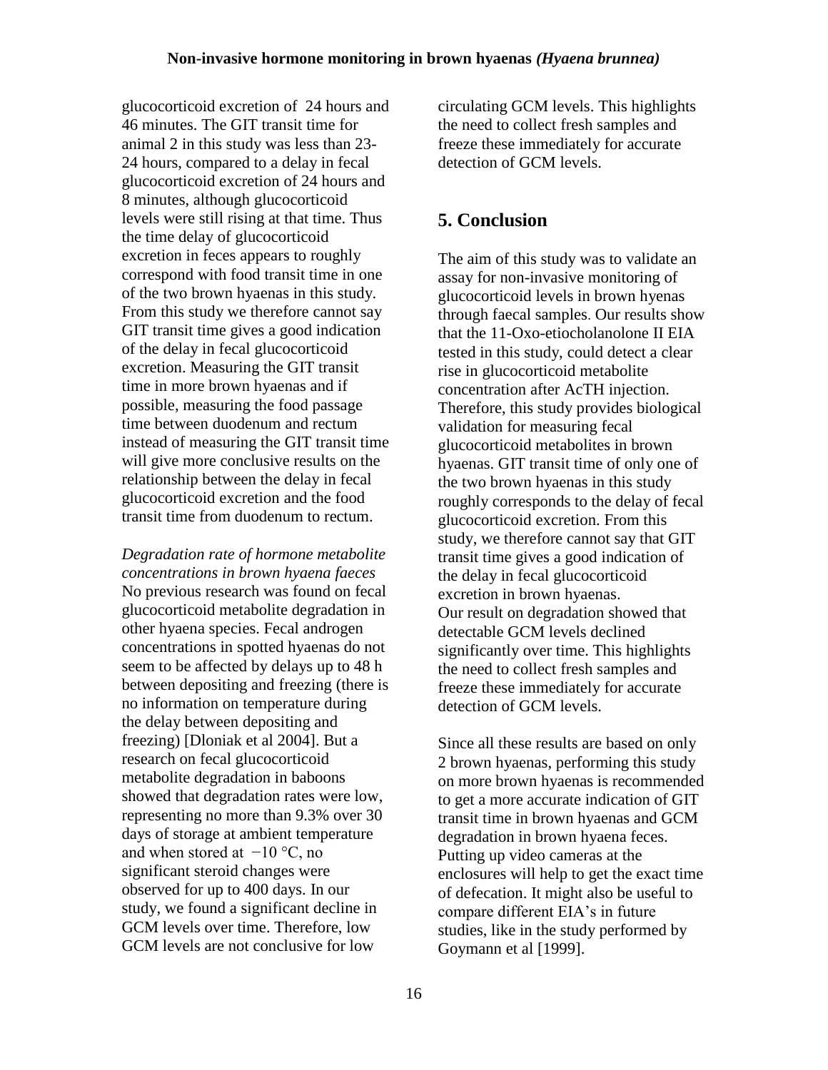glucocorticoid excretion of 24 hours and 46 minutes. The GIT transit time for animal 2 in this study was less than 23-24 hours, compared to a delay in fecal glucocorticoid excretion of 24 hours and 8 minutes, although glucocorticoid levels were still rising at that time. Thus the time delay of glucocorticoid excretion in feces appears to roughly correspond with food transit time in one of the two brown hyaenas in this study. From this study we therefore cannot say GIT transit time gives a good indication of the delay in fecal glucocorticoid excretion. Measuring the GIT transit time in more brown hyaenas and if possible, measuring the food passage time between duodenum and rectum instead of measuring the GIT transit time will give more conclusive results on the relationship between the delay in fecal glucocorticoid excretion and the food transit time from duodenum to rectum.

*Degradation rate of hormone metabolite concentrations in brown hyaena faeces*
No previous research was found on fecal glucocorticoid metabolite degradation in other hyaena species. Fecal androgen concentrations in spotted hyaenas do not seem to be affected by delays up to 48 h between depositing and freezing (there is no information on temperature during the delay between depositing and freezing) [Dloniak et al 2004]. But a research on fecal glucocorticoid metabolite degradation in baboons showed that degradation rates were low, representing no more than 9.3% over 30 days of storage at ambient temperature and when stored at $-10$ °C, no significant steroid changes were observed for up to 400 days. In our study, we found a significant decline in GCM levels over time. Therefore, low GCM levels are not conclusive for low circulating GCM levels. This highlights the need to collect fresh samples and freeze these immediately for accurate detection of GCM levels.

## 5. Conclusion

The aim of this study was to validate an assay for non-invasive monitoring of glucocorticoid levels in brown hyenas through faecal samples. Our results show that the 11-Oxo-etiocholanolone II EIA tested in this study, could detect a clear rise in glucocorticoid metabolite concentration after AcTH injection. Therefore, this study provides biological validation for measuring fecal glucocorticoid metabolites in brown hyaenas. GIT transit time of only one of the two brown hyaenas in this study roughly corresponds to the delay of fecal glucocorticoid excretion. From this study, we therefore cannot say that GIT transit time gives a good indication of the delay in fecal glucocorticoid excretion in brown hyaenas.
Our result on degradation showed that detectable GCM levels declined significantly over time. This highlights the need to collect fresh samples and freeze these immediately for accurate detection of GCM levels.

Since all these results are based on only 2 brown hyaenas, performing this study on more brown hyaenas is recommended to get a more accurate indication of GIT transit time in brown hyaenas and GCM degradation in brown hyaena feces. Putting up video cameras at the enclosures will help to get the exact time of defecation. It might also be useful to compare different EIA's in future studies, like in the study performed by Goymann et al [1999].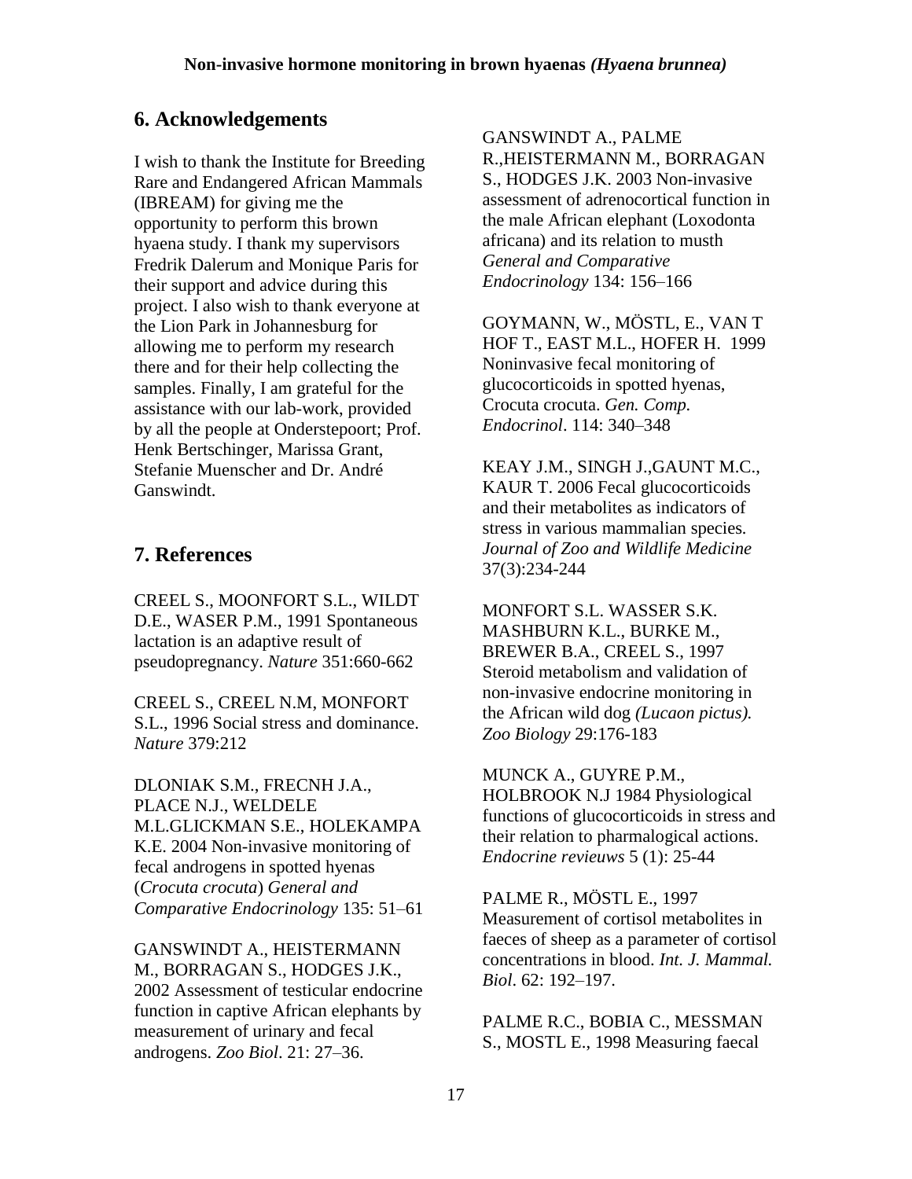## 6. Acknowledgements

I wish to thank the Institute for Breeding Rare and Endangered African Mammals (IBREAM) for giving me the opportunity to perform this brown hyaena study. I thank my supervisors Fredrik Dalerum and Monique Paris for their support and advice during this project. I also wish to thank everyone at the Lion Park in Johannesburg for allowing me to perform my research there and for their help collecting the samples. Finally, I am grateful for the assistance with our lab-work, provided by all the people at Onderstepoort; Prof. Henk Bertschinger, Marissa Grant, Stefanie Muenscher and Dr. André Ganswindt.

## 7. References

CREEL S., MOONFORT S.L., WILDT D.E., WASER P.M., 1991 Spontaneous lactation is an adaptive result of pseudopregnancy. *Nature* 351:660-662

CREEL S., CREEL N.M, MONFORT S.L., 1996 Social stress and dominance. *Nature* 379:212

DLONIAK S.M., FRECNH J.A., PLACE N.J., WELDELE M.L.GLICKMAN S.E., HOLEKAMPA K.E. 2004 Non-invasive monitoring of fecal androgens in spotted hyenas (*Crocuta crocuta*) *General and Comparative Endocrinology* 135: 51–61

GANSWINDT A., HEISTERMANN M., BORRAGAN S., HODGES J.K., 2002 Assessment of testicular endocrine function in captive African elephants by measurement of urinary and fecal androgens. *Zoo Biol*. 21: 27–36.

GANSWINDT A., PALME R.,HEISTERMANN M., BORRAGAN S., HODGES J.K. 2003 Non-invasive assessment of adrenocortical function in the male African elephant (Loxodonta africana) and its relation to musth *General and Comparative Endocrinology* 134: 156–166

GOYMANN, W., MÖSTL, E., VAN T HOF T., EAST M.L., HOFER H. 1999 Noninvasive fecal monitoring of glucocorticoids in spotted hyenas, Crocuta crocuta. *Gen. Comp. Endocrinol*. 114: 340–348

KEAY J.M., SINGH J.,GAUNT M.C., KAUR T. 2006 Fecal glucocorticoids and their metabolites as indicators of stress in various mammalian species. *Journal of Zoo and Wildlife Medicine* 37(3):234-244

MONFORT S.L. WASSER S.K. MASHBURN K.L., BURKE M., BREWER B.A., CREEL S., 1997 Steroid metabolism and validation of non-invasive endocrine monitoring in the African wild dog *(Lucaon pictus). Zoo Biology* 29:176-183

MUNCK A., GUYRE P.M., HOLBROOK N.J 1984 Physiological functions of glucocorticoids in stress and their relation to pharmalogical actions. *Endocrine revieuws* 5 (1): 25-44

PALME R., MÖSTL E., 1997 Measurement of cortisol metabolites in faeces of sheep as a parameter of cortisol concentrations in blood. *Int. J. Mammal. Biol*. 62: 192–197.

PALME R.C., BOBIA C., MESSMAN S., MOSTL E., 1998 Measuring faecal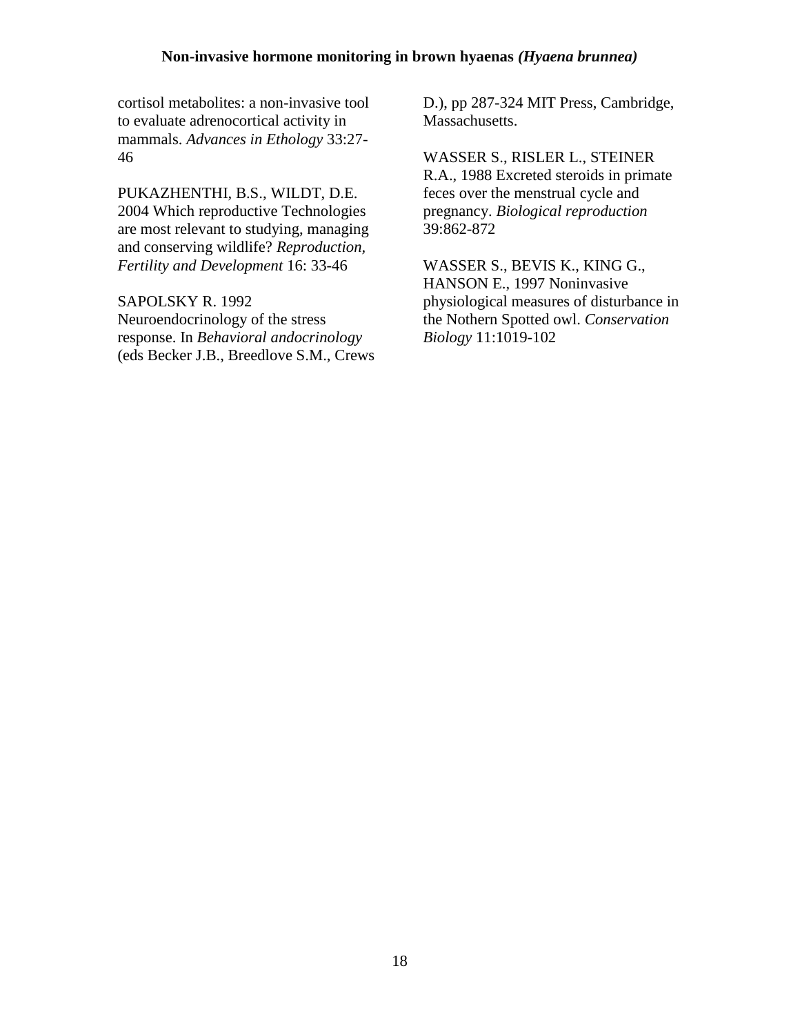cortisol metabolites: a non-invasive tool to evaluate adrenocortical activity in mammals. *Advances in Ethology* 33:27-46

PUKAZHENTHI, B.S., WILDT, D.E. 2004 Which reproductive Technologies are most relevant to studying, managing and conserving wildlife? *Reproduction, Fertility and Development* 16: 33-46

SAPOLSKY R. 1992 Neuroendocrinology of the stress response. In *Behavioral andocrinology* (eds Becker J.B., Breedlove S.M., Crews D.), pp 287-324 MIT Press, Cambridge, Massachusetts.

WASSER S., RISLER L., STEINER R.A., 1988 Excreted steroids in primate feces over the menstrual cycle and pregnancy. *Biological reproduction* 39:862-872

WASSER S., BEVIS K., KING G., HANSON E., 1997 Noninvasive physiological measures of disturbance in the Nothern Spotted owl. *Conservation Biology* 11:1019-102